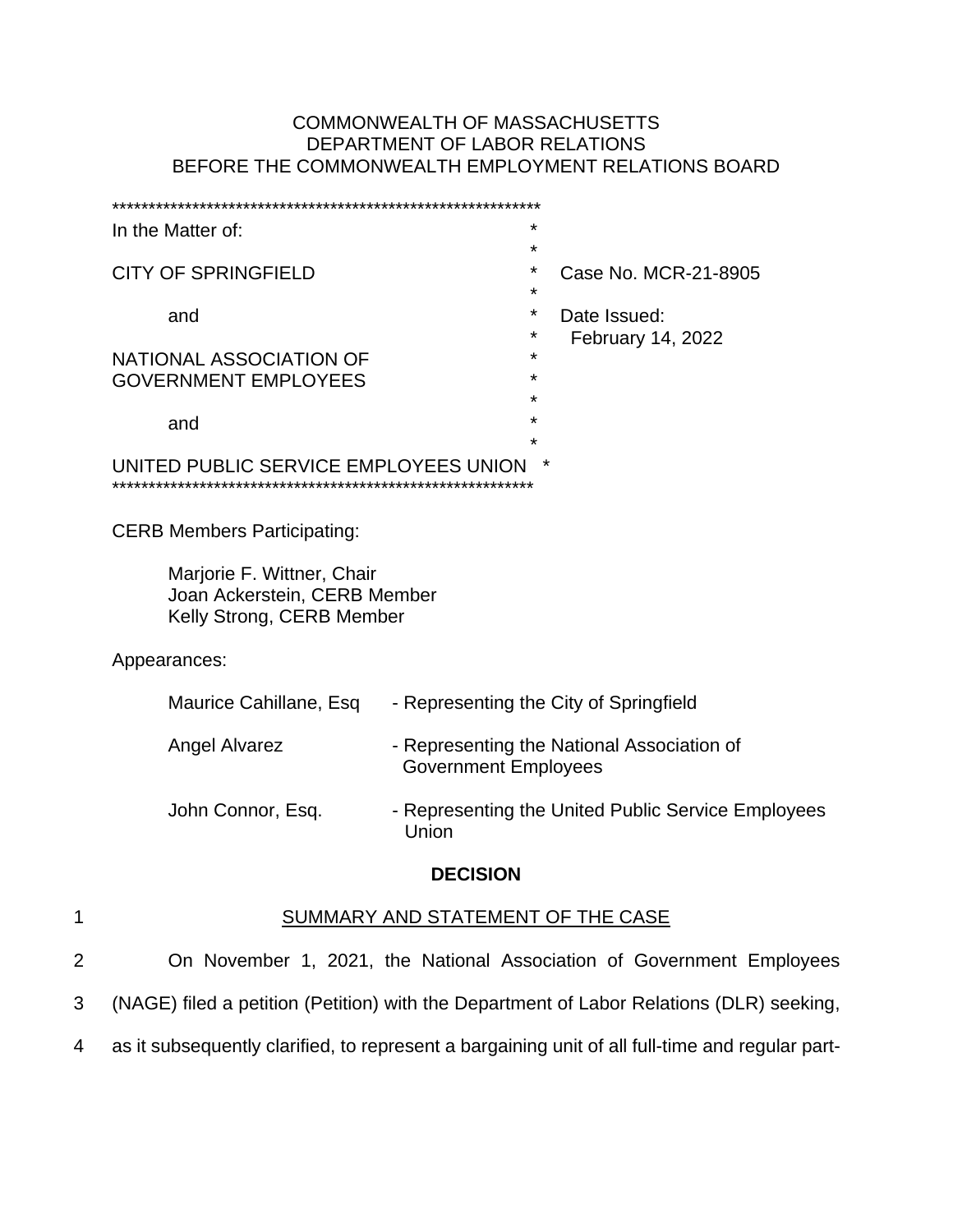COMMONWEALTH OF MASSACHUSETTS
DEPARTMENT OF LABOR RELATIONS
BEFORE THE COMMONWEALTH EMPLOYMENT RELATIONS BOARD

| | |
|---|---|
| In the Matter of: | |
| CITY OF SPRINGFIELD | Case No. MCR-21-8905 |
| and | Date Issued: February 14, 2022 |
| NATIONAL ASSOCIATION OF GOVERNMENT EMPLOYEES | |
| and | |
| UNITED PUBLIC SERVICE EMPLOYEES UNION | |

CERB Members Participating:

Marjorie F. Wittner, Chair
Joan Ackerstein, CERB Member
Kelly Strong, CERB Member

Appearances:

| | |
|---|---|
| Maurice Cahillane, Esq | - Representing the City of Springfield |
| Angel Alvarez | - Representing the National Association of Government Employees |
| John Connor, Esq. | - Representing the United Public Service Employees Union |

## DECISION

### SUMMARY AND STATEMENT OF THE CASE

On November 1, 2021, the National Association of Government Employees (NAGE) filed a petition (Petition) with the Department of Labor Relations (DLR) seeking, as it subsequently clarified, to represent a bargaining unit of all full-time and regular part-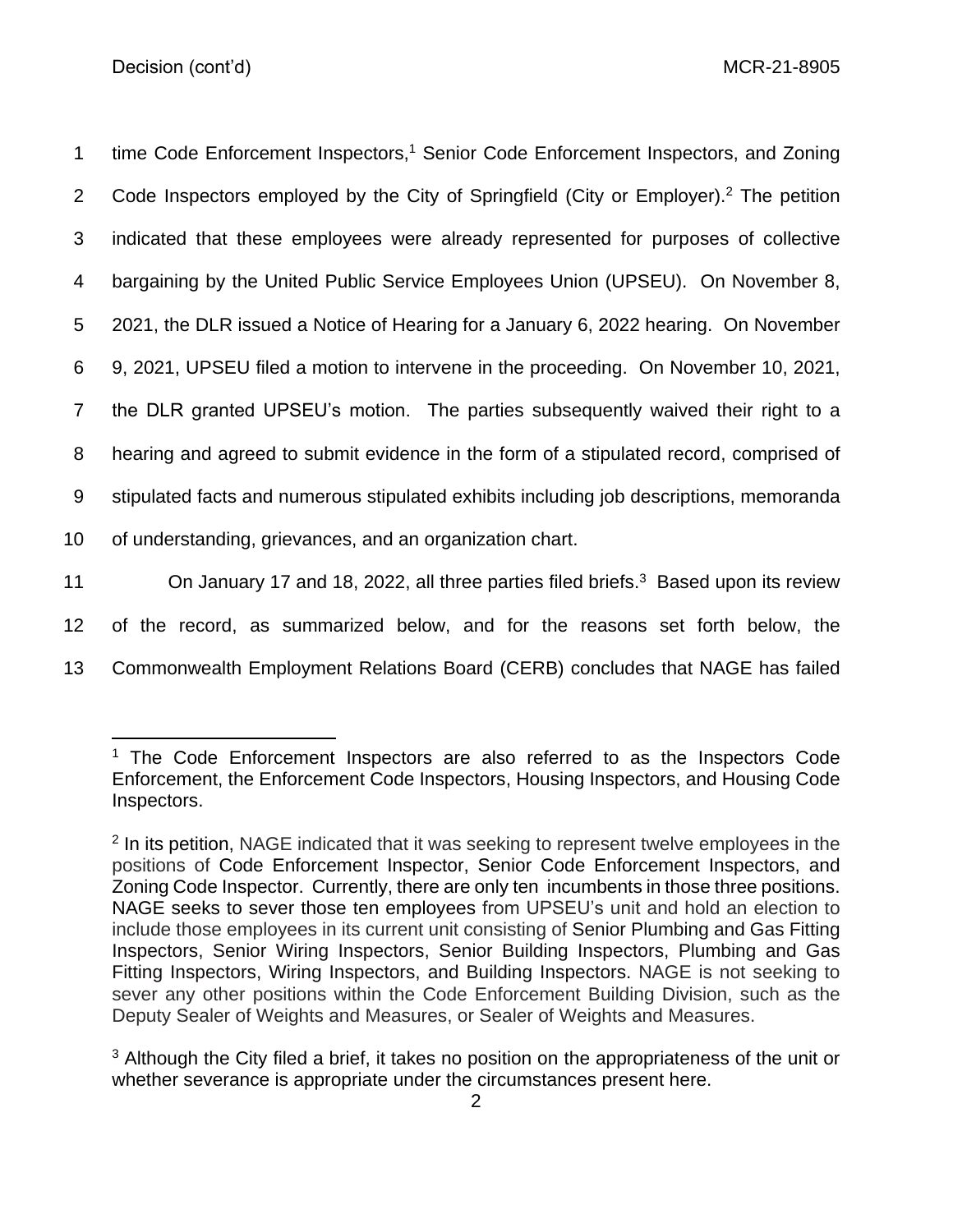time Code Enforcement Inspectors,[1] Senior Code Enforcement Inspectors, and Zoning Code Inspectors employed by the City of Springfield (City or Employer).[2] The petition indicated that these employees were already represented for purposes of collective bargaining by the United Public Service Employees Union (UPSEU). On November 8, 2021, the DLR issued a Notice of Hearing for a January 6, 2022 hearing. On November 9, 2021, UPSEU filed a motion to intervene in the proceeding. On November 10, 2021, the DLR granted UPSEU's motion. The parties subsequently waived their right to a hearing and agreed to submit evidence in the form of a stipulated record, comprised of stipulated facts and numerous stipulated exhibits including job descriptions, memoranda of understanding, grievances, and an organization chart.

On January 17 and 18, 2022, all three parties filed briefs.[3] Based upon its review of the record, as summarized below, and for the reasons set forth below, the Commonwealth Employment Relations Board (CERB) concludes that NAGE has failed

---

[1] The Code Enforcement Inspectors are also referred to as the Inspectors Code Enforcement, the Enforcement Code Inspectors, Housing Inspectors, and Housing Code Inspectors.

[2] In its petition, NAGE indicated that it was seeking to represent twelve employees in the positions of Code Enforcement Inspector, Senior Code Enforcement Inspectors, and Zoning Code Inspector. Currently, there are only ten incumbents in those three positions. NAGE seeks to sever those ten employees from UPSEU's unit and hold an election to include those employees in its current unit consisting of Senior Plumbing and Gas Fitting Inspectors, Senior Wiring Inspectors, Senior Building Inspectors, Plumbing and Gas Fitting Inspectors, Wiring Inspectors, and Building Inspectors. NAGE is not seeking to sever any other positions within the Code Enforcement Building Division, such as the Deputy Sealer of Weights and Measures, or Sealer of Weights and Measures.

[3] Although the City filed a brief, it takes no position on the appropriateness of the unit or whether severance is appropriate under the circumstances present here.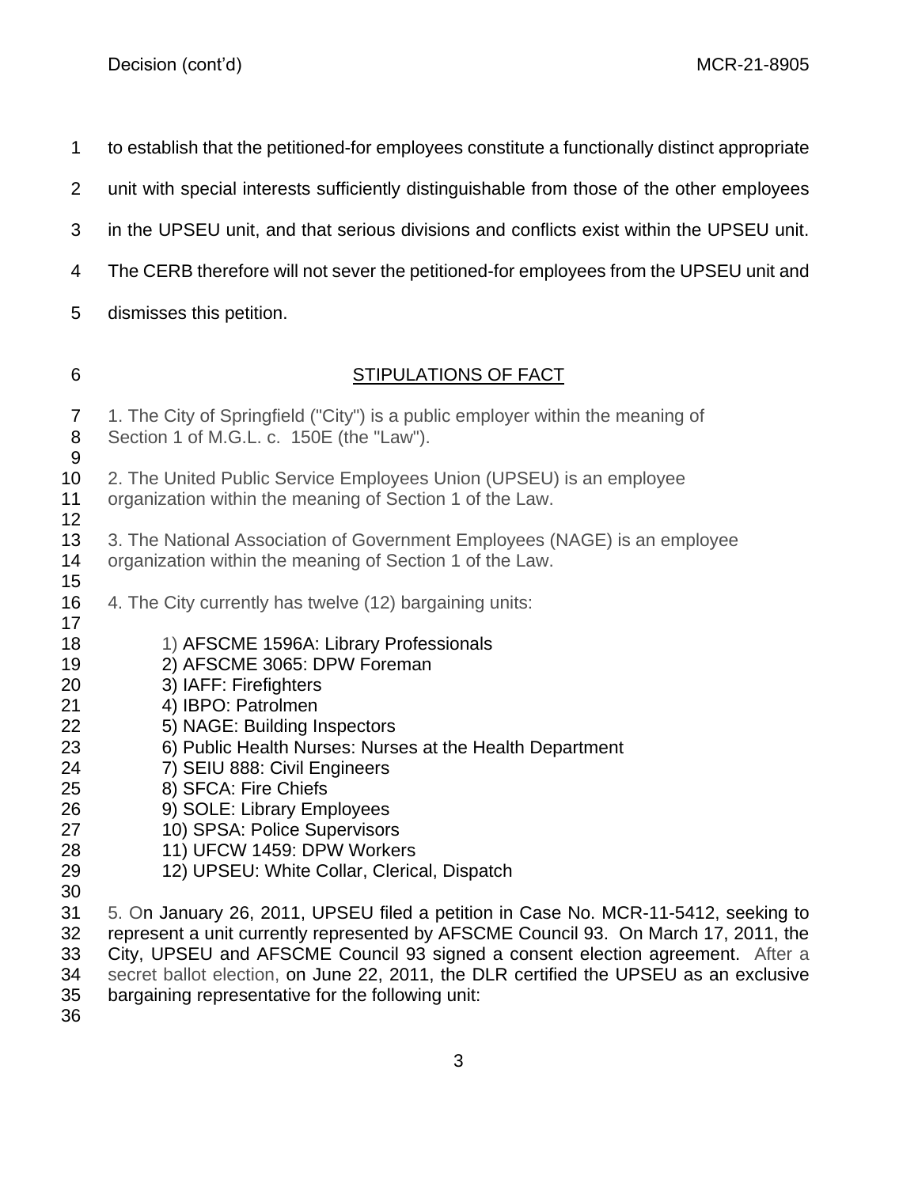to establish that the petitioned-for employees constitute a functionally distinct appropriate unit with special interests sufficiently distinguishable from those of the other employees in the UPSEU unit, and that serious divisions and conflicts exist within the UPSEU unit. The CERB therefore will not sever the petitioned-for employees from the UPSEU unit and dismisses this petition.

## STIPULATIONS OF FACT

1. The City of Springfield ("City") is a public employer within the meaning of Section 1 of M.G.L. c. 150E (the "Law").

2. The United Public Service Employees Union (UPSEU) is an employee organization within the meaning of Section 1 of the Law.

3. The National Association of Government Employees (NAGE) is an employee organization within the meaning of Section 1 of the Law.

4. The City currently has twelve (12) bargaining units:

   1) AFSCME 1596A: Library Professionals
   2) AFSCME 3065: DPW Foreman
   3) IAFF: Firefighters
   4) IBPO: Patrolmen
   5) NAGE: Building Inspectors
   6) Public Health Nurses: Nurses at the Health Department
   7) SEIU 888: Civil Engineers
   8) SFCA: Fire Chiefs
   9) SOLE: Library Employees
   10) SPSA: Police Supervisors
   11) UFCW 1459: DPW Workers
   12) UPSEU: White Collar, Clerical, Dispatch

5. On January 26, 2011, UPSEU filed a petition in Case No. MCR-11-5412, seeking to represent a unit currently represented by AFSCME Council 93. On March 17, 2011, the City, UPSEU and AFSCME Council 93 signed a consent election agreement. After a secret ballot election, on June 22, 2011, the DLR certified the UPSEU as an exclusive bargaining representative for the following unit: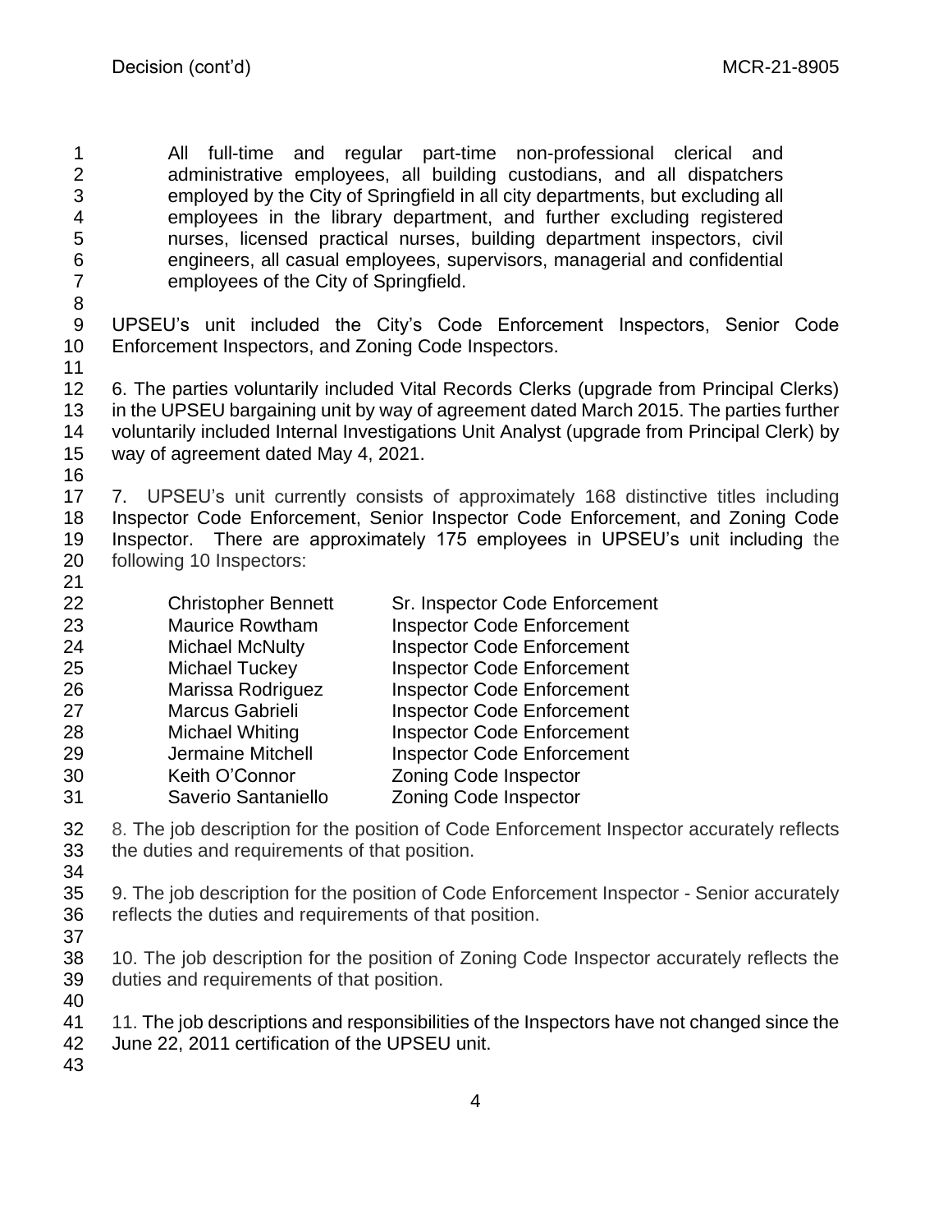> All full-time and regular part-time non-professional clerical and administrative employees, all building custodians, and all dispatchers employed by the City of Springfield in all city departments, but excluding all employees in the library department, and further excluding registered nurses, licensed practical nurses, building department inspectors, civil engineers, all casual employees, supervisors, managerial and confidential employees of the City of Springfield.

UPSEU's unit included the City's Code Enforcement Inspectors, Senior Code Enforcement Inspectors, and Zoning Code Inspectors.

6. The parties voluntarily included Vital Records Clerks (upgrade from Principal Clerks) in the UPSEU bargaining unit by way of agreement dated March 2015. The parties further voluntarily included Internal Investigations Unit Analyst (upgrade from Principal Clerk) by way of agreement dated May 4, 2021.

7. UPSEU's unit currently consists of approximately 168 distinctive titles including Inspector Code Enforcement, Senior Inspector Code Enforcement, and Zoning Code Inspector. There are approximately 175 employees in UPSEU's unit including the following 10 Inspectors:

| | |
|---|---|
| Christopher Bennett | Sr. Inspector Code Enforcement |
| Maurice Rowtham | Inspector Code Enforcement |
| Michael McNulty | Inspector Code Enforcement |
| Michael Tuckey | Inspector Code Enforcement |
| Marissa Rodriguez | Inspector Code Enforcement |
| Marcus Gabrieli | Inspector Code Enforcement |
| Michael Whiting | Inspector Code Enforcement |
| Jermaine Mitchell | Inspector Code Enforcement |
| Keith O'Connor | Zoning Code Inspector |
| Saverio Santaniello | Zoning Code Inspector |

8. The job description for the position of Code Enforcement Inspector accurately reflects the duties and requirements of that position.

9. The job description for the position of Code Enforcement Inspector - Senior accurately reflects the duties and requirements of that position.

10. The job description for the position of Zoning Code Inspector accurately reflects the duties and requirements of that position.

11. The job descriptions and responsibilities of the Inspectors have not changed since the June 22, 2011 certification of the UPSEU unit.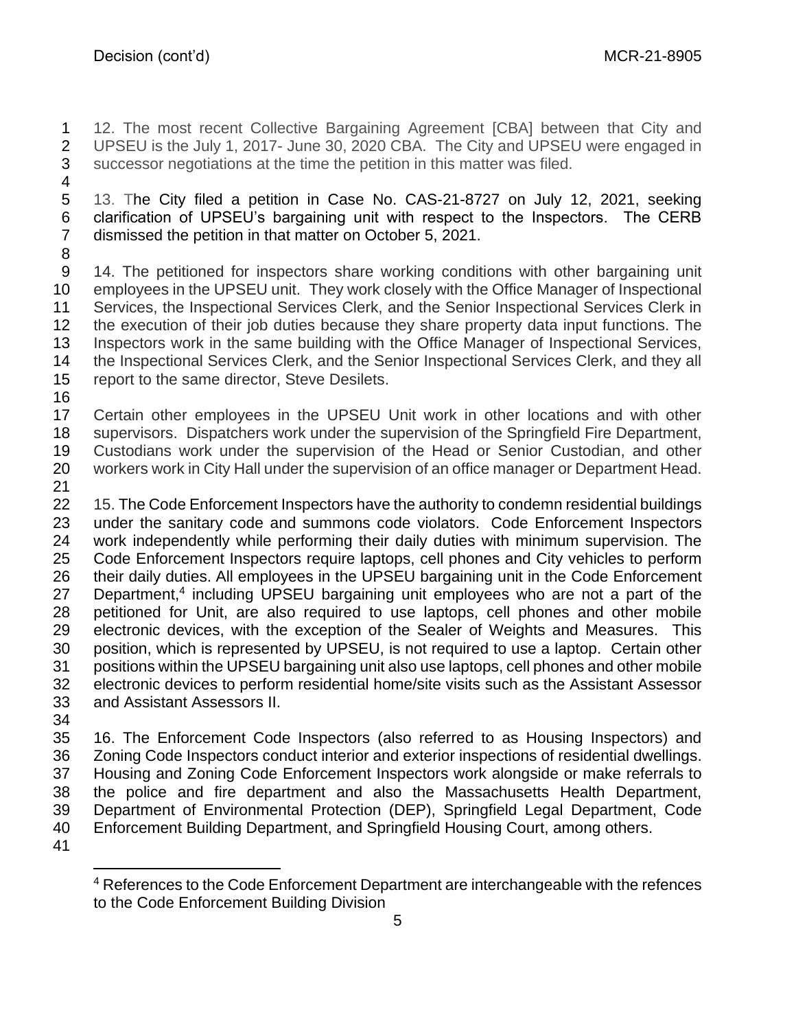12. The most recent Collective Bargaining Agreement [CBA] between that City and UPSEU is the July 1, 2017- June 30, 2020 CBA. The City and UPSEU were engaged in successor negotiations at the time the petition in this matter was filed.

13. The City filed a petition in Case No. CAS-21-8727 on July 12, 2021, seeking clarification of UPSEU's bargaining unit with respect to the Inspectors. The CERB dismissed the petition in that matter on October 5, 2021.

14. The petitioned for inspectors share working conditions with other bargaining unit employees in the UPSEU unit. They work closely with the Office Manager of Inspectional Services, the Inspectional Services Clerk, and the Senior Inspectional Services Clerk in the execution of their job duties because they share property data input functions. The Inspectors work in the same building with the Office Manager of Inspectional Services, the Inspectional Services Clerk, and the Senior Inspectional Services Clerk, and they all report to the same director, Steve Desilets.

Certain other employees in the UPSEU Unit work in other locations and with other supervisors. Dispatchers work under the supervision of the Springfield Fire Department, Custodians work under the supervision of the Head or Senior Custodian, and other workers work in City Hall under the supervision of an office manager or Department Head.

15. The Code Enforcement Inspectors have the authority to condemn residential buildings under the sanitary code and summons code violators. Code Enforcement Inspectors work independently while performing their daily duties with minimum supervision. The Code Enforcement Inspectors require laptops, cell phones and City vehicles to perform their daily duties. All employees in the UPSEU bargaining unit in the Code Enforcement Department,[4] including UPSEU bargaining unit employees who are not a part of the petitioned for Unit, are also required to use laptops, cell phones and other mobile electronic devices, with the exception of the Sealer of Weights and Measures. This position, which is represented by UPSEU, is not required to use a laptop. Certain other positions within the UPSEU bargaining unit also use laptops, cell phones and other mobile electronic devices to perform residential home/site visits such as the Assistant Assessor and Assistant Assessors II.

16. The Enforcement Code Inspectors (also referred to as Housing Inspectors) and Zoning Code Inspectors conduct interior and exterior inspections of residential dwellings. Housing and Zoning Code Enforcement Inspectors work alongside or make referrals to the police and fire department and also the Massachusetts Health Department, Department of Environmental Protection (DEP), Springfield Legal Department, Code Enforcement Building Department, and Springfield Housing Court, among others.

[4] References to the Code Enforcement Department are interchangeable with the refences to the Code Enforcement Building Division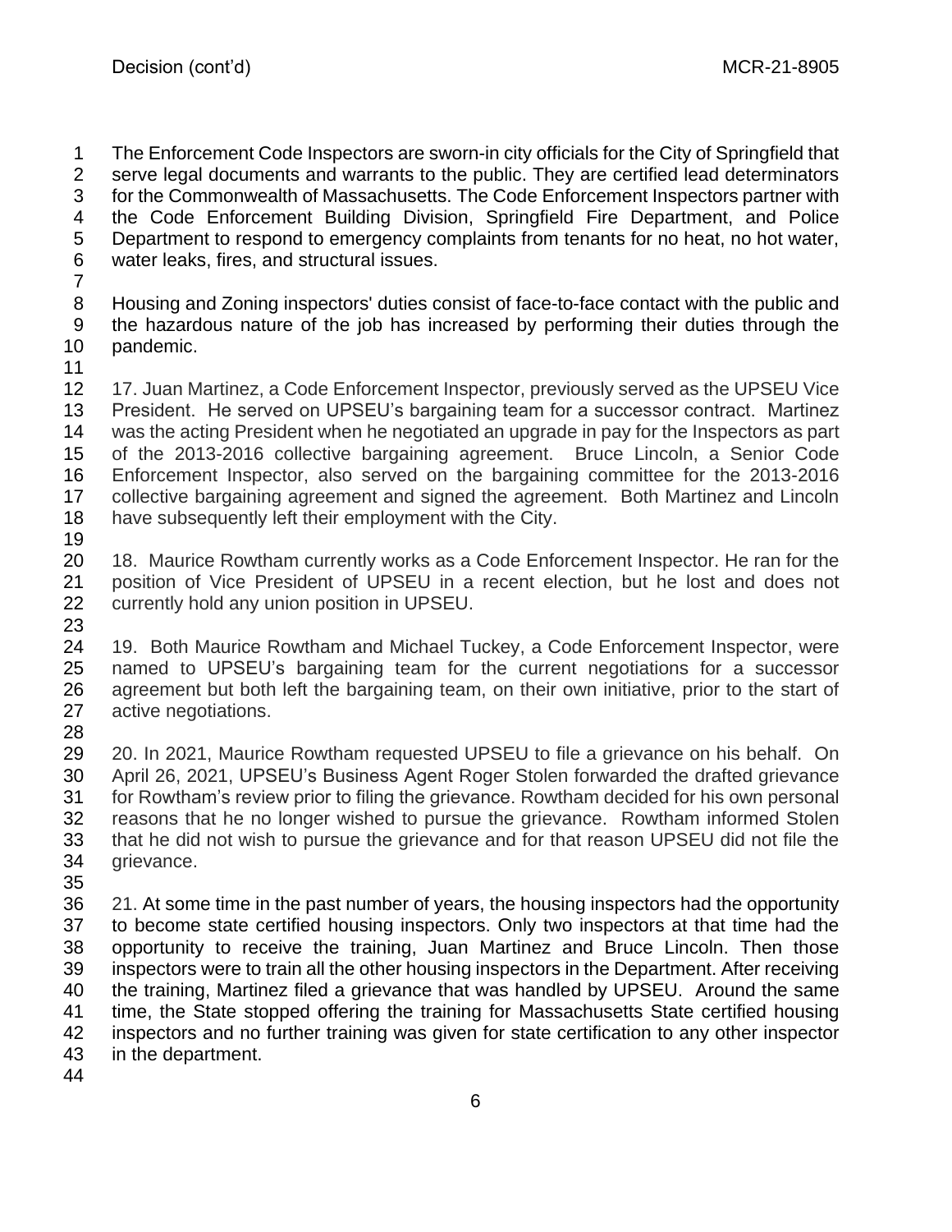The Enforcement Code Inspectors are sworn-in city officials for the City of Springfield that serve legal documents and warrants to the public. They are certified lead determinators for the Commonwealth of Massachusetts. The Code Enforcement Inspectors partner with the Code Enforcement Building Division, Springfield Fire Department, and Police Department to respond to emergency complaints from tenants for no heat, no hot water, water leaks, fires, and structural issues.

Housing and Zoning inspectors' duties consist of face-to-face contact with the public and the hazardous nature of the job has increased by performing their duties through the pandemic.

17. Juan Martinez, a Code Enforcement Inspector, previously served as the UPSEU Vice President. He served on UPSEU's bargaining team for a successor contract. Martinez was the acting President when he negotiated an upgrade in pay for the Inspectors as part of the 2013-2016 collective bargaining agreement. Bruce Lincoln, a Senior Code Enforcement Inspector, also served on the bargaining committee for the 2013-2016 collective bargaining agreement and signed the agreement. Both Martinez and Lincoln have subsequently left their employment with the City.

18. Maurice Rowtham currently works as a Code Enforcement Inspector. He ran for the position of Vice President of UPSEU in a recent election, but he lost and does not currently hold any union position in UPSEU.

19. Both Maurice Rowtham and Michael Tuckey, a Code Enforcement Inspector, were named to UPSEU's bargaining team for the current negotiations for a successor agreement but both left the bargaining team, on their own initiative, prior to the start of active negotiations.

20. In 2021, Maurice Rowtham requested UPSEU to file a grievance on his behalf. On April 26, 2021, UPSEU's Business Agent Roger Stolen forwarded the drafted grievance for Rowtham's review prior to filing the grievance. Rowtham decided for his own personal reasons that he no longer wished to pursue the grievance. Rowtham informed Stolen that he did not wish to pursue the grievance and for that reason UPSEU did not file the grievance.

21. At some time in the past number of years, the housing inspectors had the opportunity to become state certified housing inspectors. Only two inspectors at that time had the opportunity to receive the training, Juan Martinez and Bruce Lincoln. Then those inspectors were to train all the other housing inspectors in the Department. After receiving the training, Martinez filed a grievance that was handled by UPSEU. Around the same time, the State stopped offering the training for Massachusetts State certified housing inspectors and no further training was given for state certification to any other inspector in the department.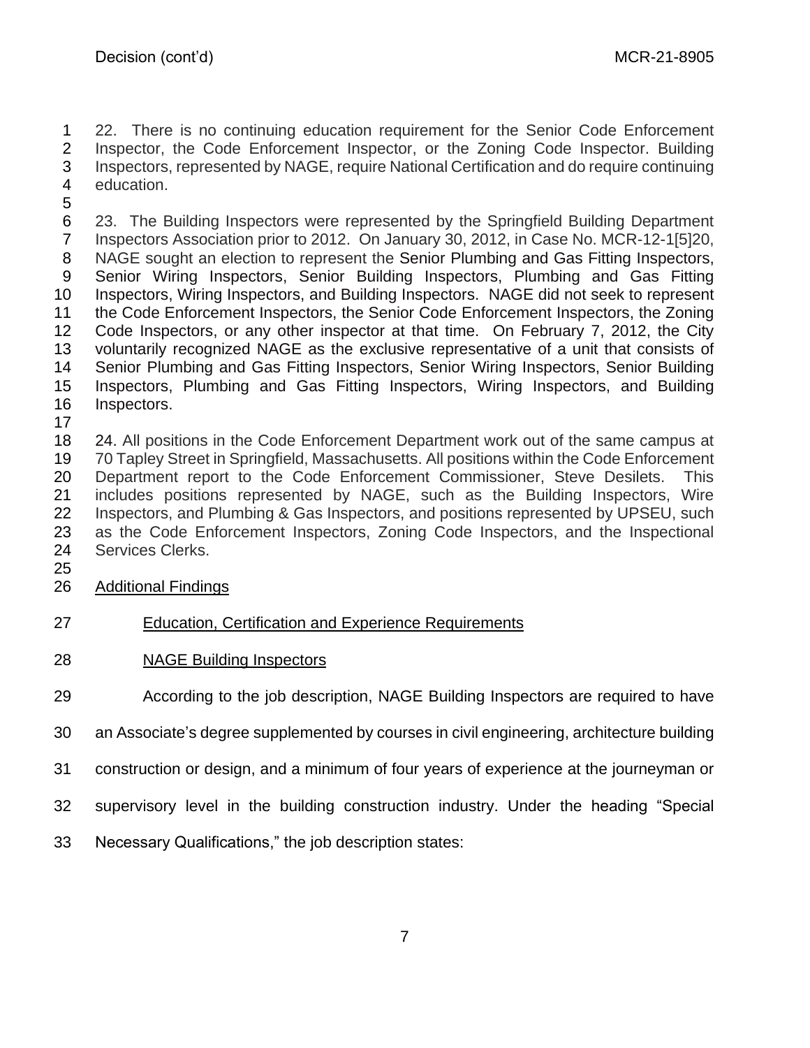22. There is no continuing education requirement for the Senior Code Enforcement Inspector, the Code Enforcement Inspector, or the Zoning Code Inspector. Building Inspectors, represented by NAGE, require National Certification and do require continuing education.

23. The Building Inspectors were represented by the Springfield Building Department Inspectors Association prior to 2012. On January 30, 2012, in Case No. MCR-12-1[5]20, NAGE sought an election to represent the Senior Plumbing and Gas Fitting Inspectors, Senior Wiring Inspectors, Senior Building Inspectors, Plumbing and Gas Fitting Inspectors, Wiring Inspectors, and Building Inspectors. NAGE did not seek to represent the Code Enforcement Inspectors, the Senior Code Enforcement Inspectors, the Zoning Code Inspectors, or any other inspector at that time. On February 7, 2012, the City voluntarily recognized NAGE as the exclusive representative of a unit that consists of Senior Plumbing and Gas Fitting Inspectors, Senior Wiring Inspectors, Senior Building Inspectors, Plumbing and Gas Fitting Inspectors, Wiring Inspectors, and Building Inspectors.

24. All positions in the Code Enforcement Department work out of the same campus at 70 Tapley Street in Springfield, Massachusetts. All positions within the Code Enforcement Department report to the Code Enforcement Commissioner, Steve Desilets. This includes positions represented by NAGE, such as the Building Inspectors, Wire Inspectors, and Plumbing & Gas Inspectors, and positions represented by UPSEU, such as the Code Enforcement Inspectors, Zoning Code Inspectors, and the Inspectional Services Clerks.

## Additional Findings

### Education, Certification and Experience Requirements

### NAGE Building Inspectors

According to the job description, NAGE Building Inspectors are required to have an Associate's degree supplemented by courses in civil engineering, architecture building construction or design, and a minimum of four years of experience at the journeyman or supervisory level in the building construction industry. Under the heading "Special Necessary Qualifications," the job description states: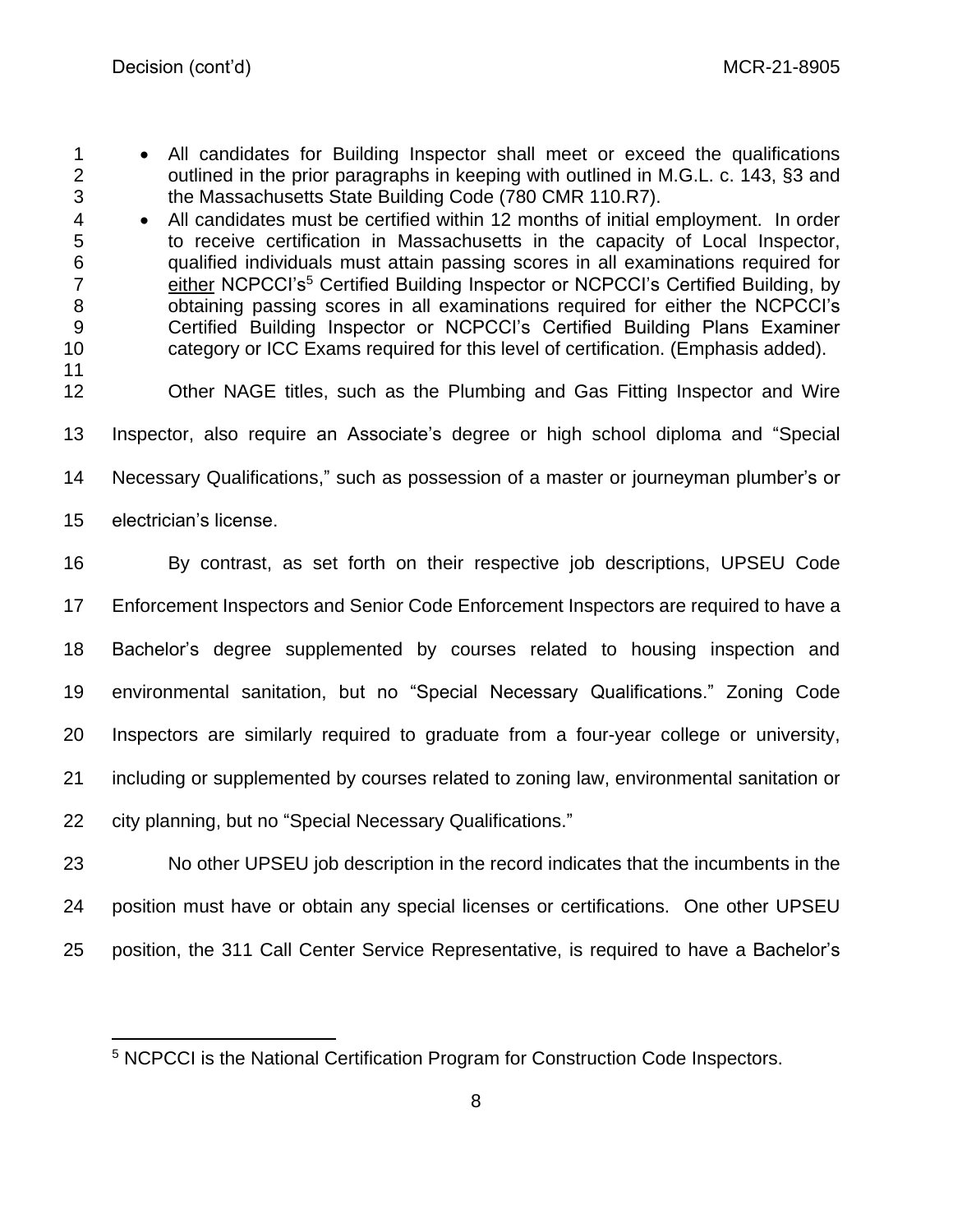- All candidates for Building Inspector shall meet or exceed the qualifications outlined in the prior paragraphs in keeping with outlined in M.G.L. c. 143, §3 and the Massachusetts State Building Code (780 CMR 110.R7).
- All candidates must be certified within 12 months of initial employment. In order to receive certification in Massachusetts in the capacity of Local Inspector, qualified individuals must attain passing scores in all examinations required for <u>either</u> NCPCCI's[5] Certified Building Inspector or NCPCCI's Certified Building, by obtaining passing scores in all examinations required for either the NCPCCI's Certified Building Inspector or NCPCCI's Certified Building Plans Examiner category or ICC Exams required for this level of certification. (Emphasis added).

Other NAGE titles, such as the Plumbing and Gas Fitting Inspector and Wire Inspector, also require an Associate's degree or high school diploma and "Special Necessary Qualifications," such as possession of a master or journeyman plumber's or electrician's license.

By contrast, as set forth on their respective job descriptions, UPSEU Code Enforcement Inspectors and Senior Code Enforcement Inspectors are required to have a Bachelor's degree supplemented by courses related to housing inspection and environmental sanitation, but no "Special Necessary Qualifications." Zoning Code Inspectors are similarly required to graduate from a four-year college or university, including or supplemented by courses related to zoning law, environmental sanitation or city planning, but no "Special Necessary Qualifications."

No other UPSEU job description in the record indicates that the incumbents in the position must have or obtain any special licenses or certifications. One other UPSEU position, the 311 Call Center Service Representative, is required to have a Bachelor's

---

[5] NCPCCI is the National Certification Program for Construction Code Inspectors.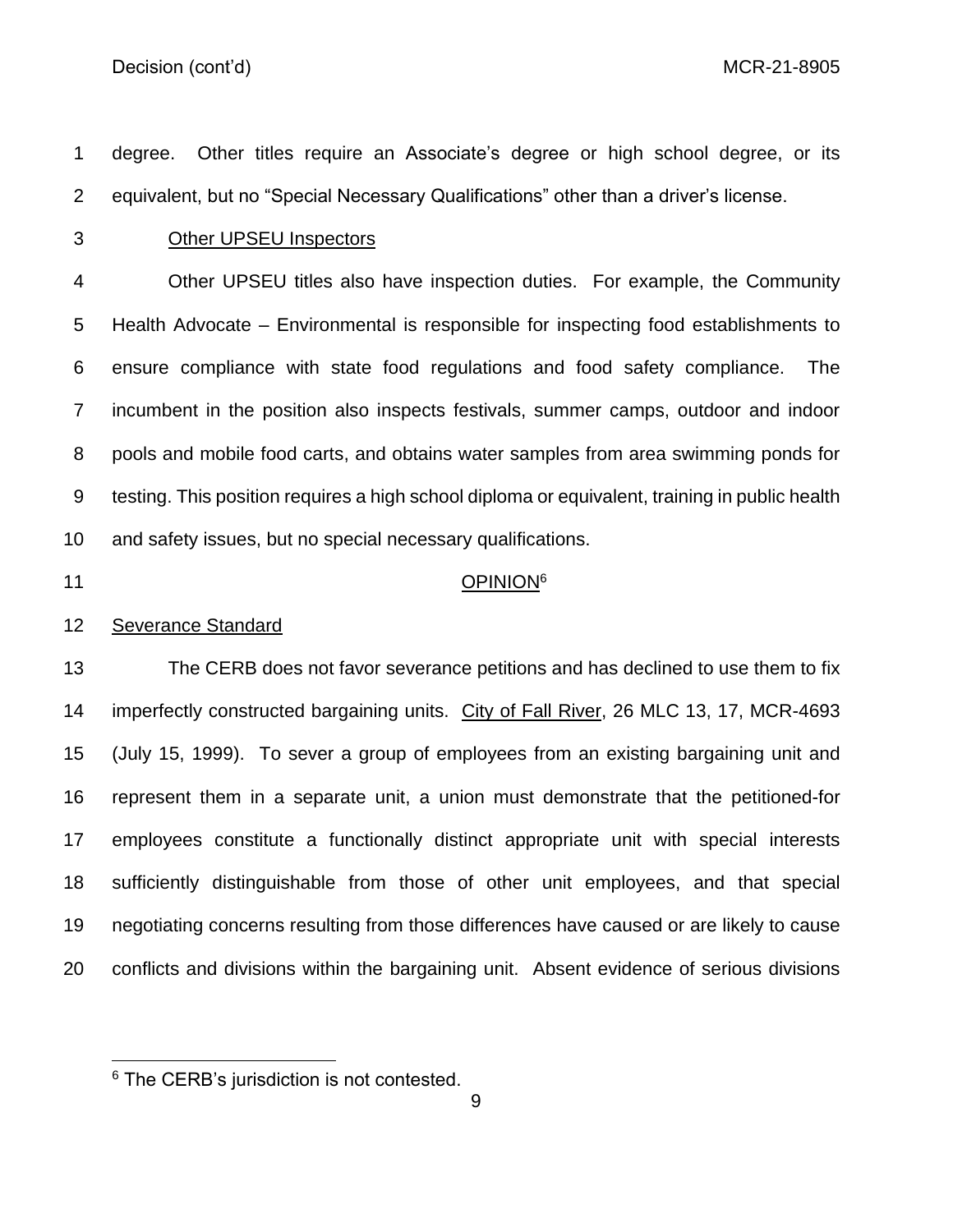degree. Other titles require an Associate's degree or high school degree, or its equivalent, but no "Special Necessary Qualifications" other than a driver's license.

Other UPSEU Inspectors

Other UPSEU titles also have inspection duties. For example, the Community Health Advocate – Environmental is responsible for inspecting food establishments to ensure compliance with state food regulations and food safety compliance. The incumbent in the position also inspects festivals, summer camps, outdoor and indoor pools and mobile food carts, and obtains water samples from area swimming ponds for testing. This position requires a high school diploma or equivalent, training in public health and safety issues, but no special necessary qualifications.

## OPINION[6]

Severance Standard

The CERB does not favor severance petitions and has declined to use them to fix imperfectly constructed bargaining units. City of Fall River, 26 MLC 13, 17, MCR-4693 (July 15, 1999). To sever a group of employees from an existing bargaining unit and represent them in a separate unit, a union must demonstrate that the petitioned-for employees constitute a functionally distinct appropriate unit with special interests sufficiently distinguishable from those of other unit employees, and that special negotiating concerns resulting from those differences have caused or are likely to cause conflicts and divisions within the bargaining unit. Absent evidence of serious divisions

[6] The CERB's jurisdiction is not contested.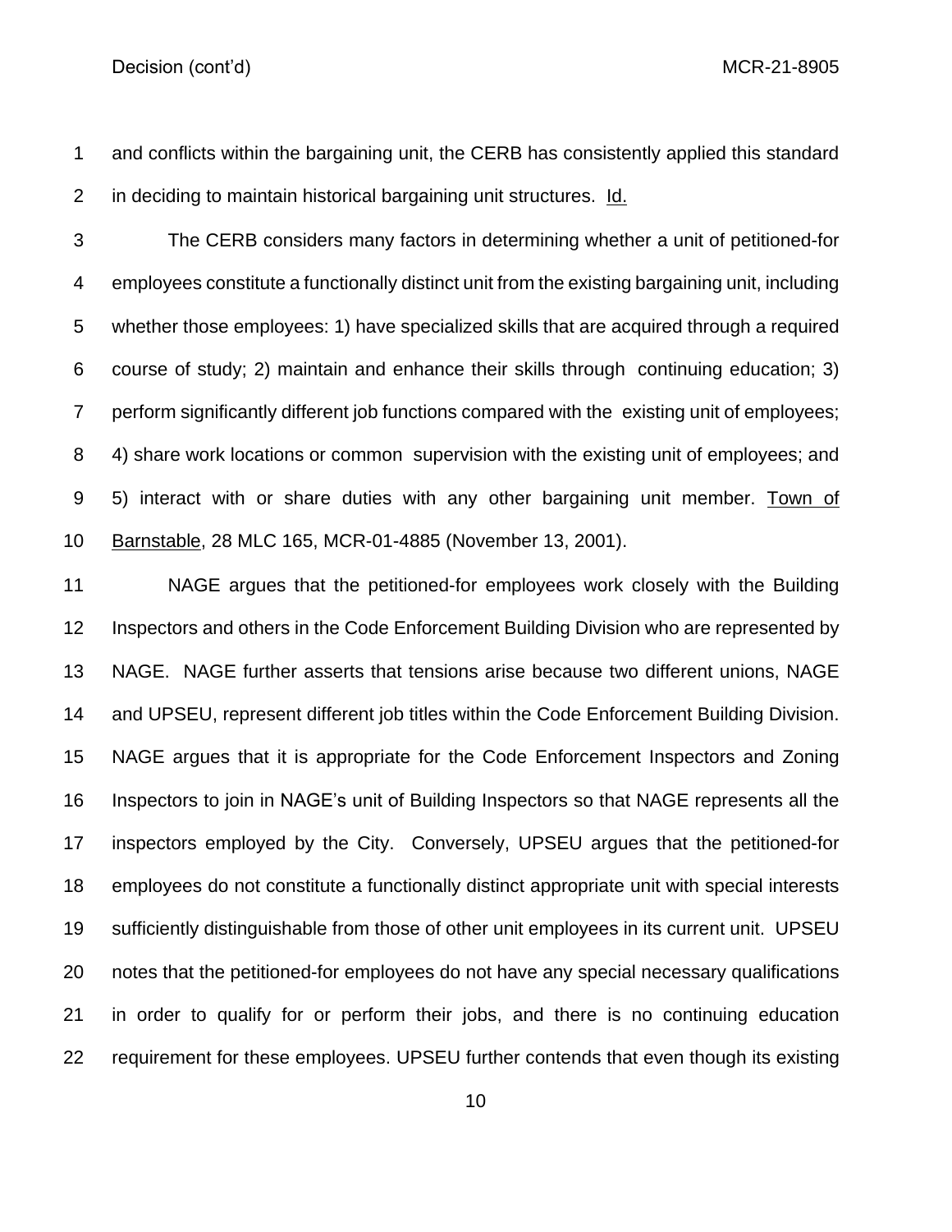and conflicts within the bargaining unit, the CERB has consistently applied this standard in deciding to maintain historical bargaining unit structures. Id.

The CERB considers many factors in determining whether a unit of petitioned-for employees constitute a functionally distinct unit from the existing bargaining unit, including whether those employees: 1) have specialized skills that are acquired through a required course of study; 2) maintain and enhance their skills through continuing education; 3) perform significantly different job functions compared with the existing unit of employees; 4) share work locations or common supervision with the existing unit of employees; and 5) interact with or share duties with any other bargaining unit member. Town of Barnstable, 28 MLC 165, MCR-01-4885 (November 13, 2001).

NAGE argues that the petitioned-for employees work closely with the Building Inspectors and others in the Code Enforcement Building Division who are represented by NAGE. NAGE further asserts that tensions arise because two different unions, NAGE and UPSEU, represent different job titles within the Code Enforcement Building Division. NAGE argues that it is appropriate for the Code Enforcement Inspectors and Zoning Inspectors to join in NAGE's unit of Building Inspectors so that NAGE represents all the inspectors employed by the City. Conversely, UPSEU argues that the petitioned-for employees do not constitute a functionally distinct appropriate unit with special interests sufficiently distinguishable from those of other unit employees in its current unit. UPSEU notes that the petitioned-for employees do not have any special necessary qualifications in order to qualify for or perform their jobs, and there is no continuing education requirement for these employees. UPSEU further contends that even though its existing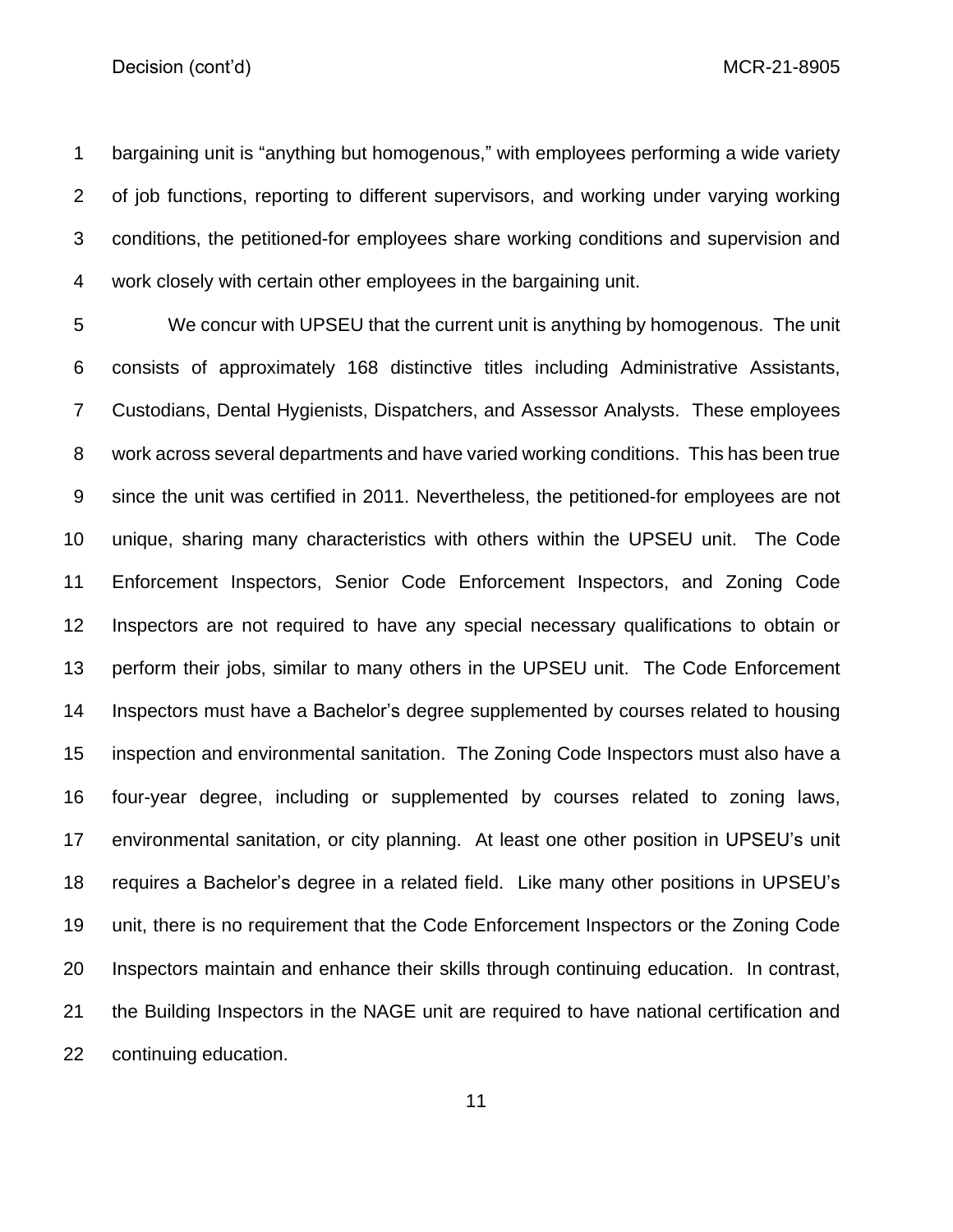bargaining unit is “anything but homogenous,” with employees performing a wide variety of job functions, reporting to different supervisors, and working under varying working conditions, the petitioned-for employees share working conditions and supervision and work closely with certain other employees in the bargaining unit.

We concur with UPSEU that the current unit is anything by homogenous. The unit consists of approximately 168 distinctive titles including Administrative Assistants, Custodians, Dental Hygienists, Dispatchers, and Assessor Analysts. These employees work across several departments and have varied working conditions. This has been true since the unit was certified in 2011. Nevertheless, the petitioned-for employees are not unique, sharing many characteristics with others within the UPSEU unit. The Code Enforcement Inspectors, Senior Code Enforcement Inspectors, and Zoning Code Inspectors are not required to have any special necessary qualifications to obtain or perform their jobs, similar to many others in the UPSEU unit. The Code Enforcement Inspectors must have a Bachelor’s degree supplemented by courses related to housing inspection and environmental sanitation. The Zoning Code Inspectors must also have a four-year degree, including or supplemented by courses related to zoning laws, environmental sanitation, or city planning. At least one other position in UPSEU’s unit requires a Bachelor’s degree in a related field. Like many other positions in UPSEU’s unit, there is no requirement that the Code Enforcement Inspectors or the Zoning Code Inspectors maintain and enhance their skills through continuing education. In contrast, the Building Inspectors in the NAGE unit are required to have national certification and continuing education.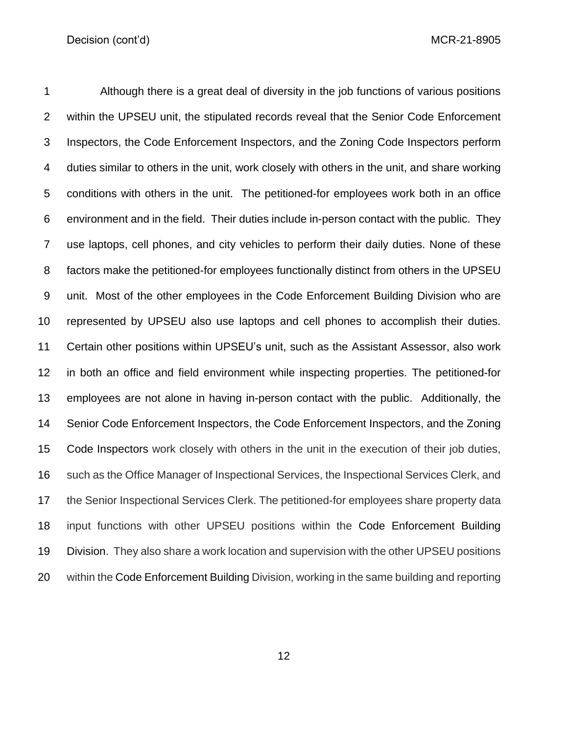Although there is a great deal of diversity in the job functions of various positions within the UPSEU unit, the stipulated records reveal that the Senior Code Enforcement Inspectors, the Code Enforcement Inspectors, and the Zoning Code Inspectors perform duties similar to others in the unit, work closely with others in the unit, and share working conditions with others in the unit. The petitioned-for employees work both in an office environment and in the field. Their duties include in-person contact with the public. They use laptops, cell phones, and city vehicles to perform their daily duties. None of these factors make the petitioned-for employees functionally distinct from others in the UPSEU unit. Most of the other employees in the Code Enforcement Building Division who are represented by UPSEU also use laptops and cell phones to accomplish their duties. Certain other positions within UPSEU's unit, such as the Assistant Assessor, also work in both an office and field environment while inspecting properties. The petitioned-for employees are not alone in having in-person contact with the public. Additionally, the Senior Code Enforcement Inspectors, the Code Enforcement Inspectors, and the Zoning Code Inspectors work closely with others in the unit in the execution of their job duties, such as the Office Manager of Inspectional Services, the Inspectional Services Clerk, and the Senior Inspectional Services Clerk. The petitioned-for employees share property data input functions with other UPSEU positions within the Code Enforcement Building Division. They also share a work location and supervision with the other UPSEU positions within the Code Enforcement Building Division, working in the same building and reporting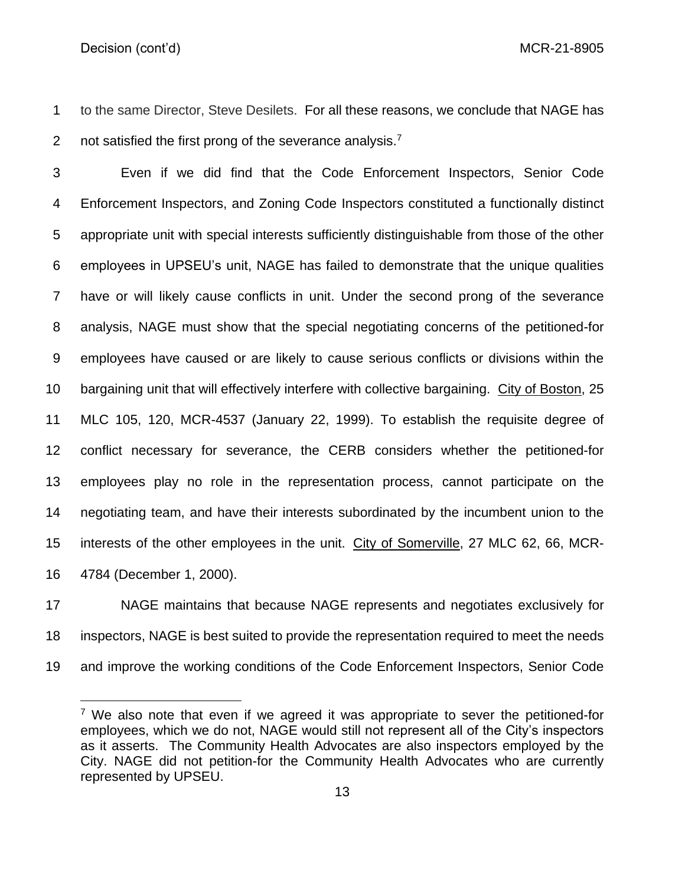to the same Director, Steve Desilets. For all these reasons, we conclude that NAGE has not satisfied the first prong of the severance analysis.[7]

Even if we did find that the Code Enforcement Inspectors, Senior Code Enforcement Inspectors, and Zoning Code Inspectors constituted a functionally distinct appropriate unit with special interests sufficiently distinguishable from those of the other employees in UPSEU's unit, NAGE has failed to demonstrate that the unique qualities have or will likely cause conflicts in unit. Under the second prong of the severance analysis, NAGE must show that the special negotiating concerns of the petitioned-for employees have caused or are likely to cause serious conflicts or divisions within the bargaining unit that will effectively interfere with collective bargaining. City of Boston, 25 MLC 105, 120, MCR-4537 (January 22, 1999). To establish the requisite degree of conflict necessary for severance, the CERB considers whether the petitioned-for employees play no role in the representation process, cannot participate on the negotiating team, and have their interests subordinated by the incumbent union to the interests of the other employees in the unit. City of Somerville, 27 MLC 62, 66, MCR-4784 (December 1, 2000).

NAGE maintains that because NAGE represents and negotiates exclusively for inspectors, NAGE is best suited to provide the representation required to meet the needs and improve the working conditions of the Code Enforcement Inspectors, Senior Code

[7] We also note that even if we agreed it was appropriate to sever the petitioned-for employees, which we do not, NAGE would still not represent all of the City's inspectors as it asserts. The Community Health Advocates are also inspectors employed by the City. NAGE did not petition-for the Community Health Advocates who are currently represented by UPSEU.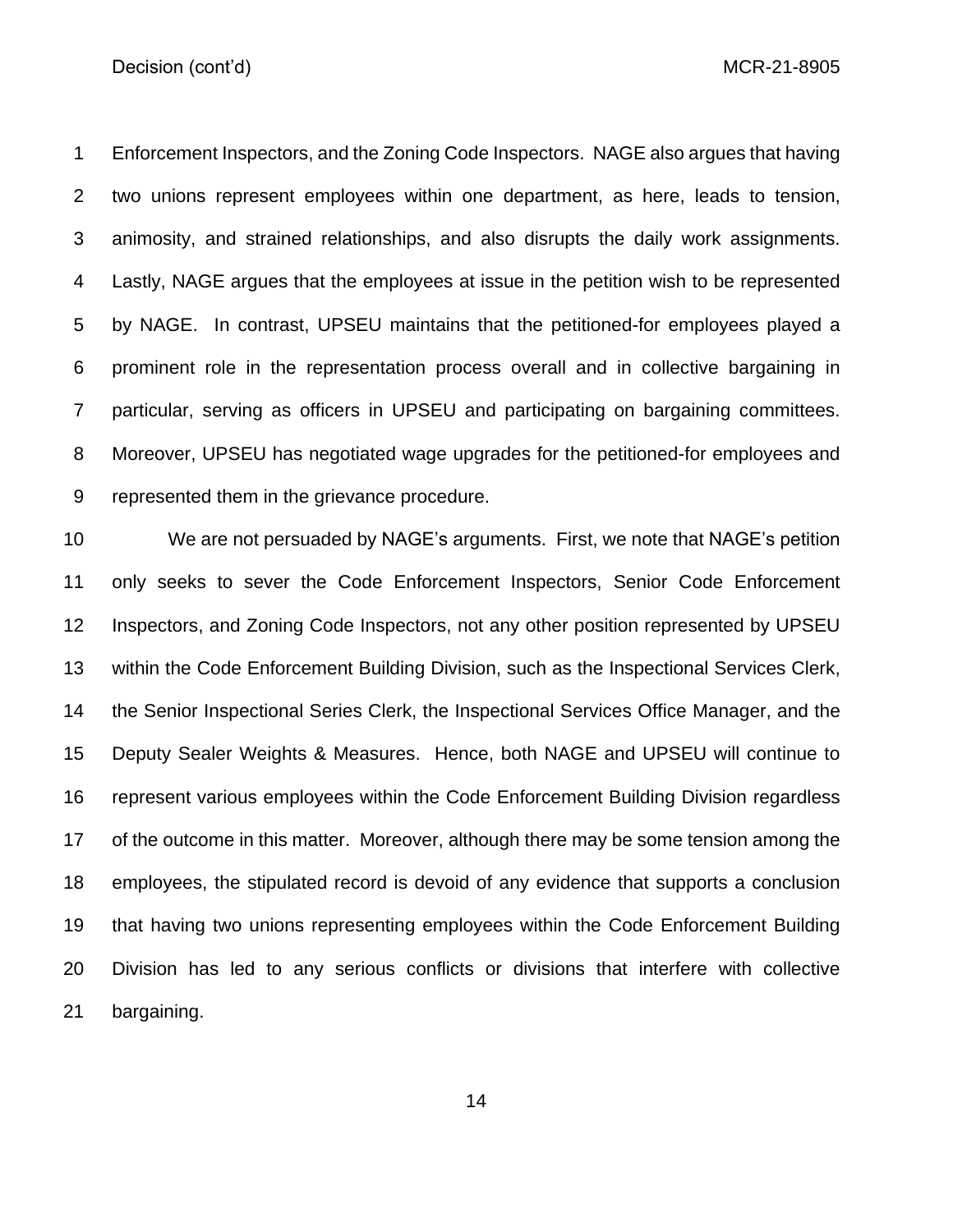Enforcement Inspectors, and the Zoning Code Inspectors. NAGE also argues that having two unions represent employees within one department, as here, leads to tension, animosity, and strained relationships, and also disrupts the daily work assignments. Lastly, NAGE argues that the employees at issue in the petition wish to be represented by NAGE. In contrast, UPSEU maintains that the petitioned-for employees played a prominent role in the representation process overall and in collective bargaining in particular, serving as officers in UPSEU and participating on bargaining committees. Moreover, UPSEU has negotiated wage upgrades for the petitioned-for employees and represented them in the grievance procedure.

We are not persuaded by NAGE's arguments. First, we note that NAGE's petition only seeks to sever the Code Enforcement Inspectors, Senior Code Enforcement Inspectors, and Zoning Code Inspectors, not any other position represented by UPSEU within the Code Enforcement Building Division, such as the Inspectional Services Clerk, the Senior Inspectional Series Clerk, the Inspectional Services Office Manager, and the Deputy Sealer Weights & Measures. Hence, both NAGE and UPSEU will continue to represent various employees within the Code Enforcement Building Division regardless of the outcome in this matter. Moreover, although there may be some tension among the employees, the stipulated record is devoid of any evidence that supports a conclusion that having two unions representing employees within the Code Enforcement Building Division has led to any serious conflicts or divisions that interfere with collective bargaining.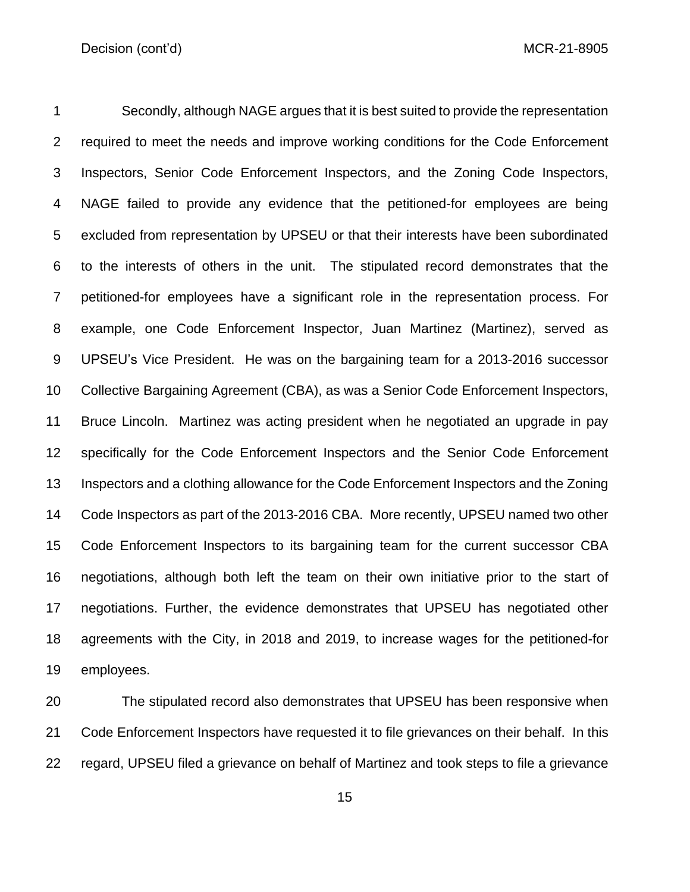Secondly, although NAGE argues that it is best suited to provide the representation required to meet the needs and improve working conditions for the Code Enforcement Inspectors, Senior Code Enforcement Inspectors, and the Zoning Code Inspectors, NAGE failed to provide any evidence that the petitioned-for employees are being excluded from representation by UPSEU or that their interests have been subordinated to the interests of others in the unit. The stipulated record demonstrates that the petitioned-for employees have a significant role in the representation process. For example, one Code Enforcement Inspector, Juan Martinez (Martinez), served as UPSEU's Vice President. He was on the bargaining team for a 2013-2016 successor Collective Bargaining Agreement (CBA), as was a Senior Code Enforcement Inspectors, Bruce Lincoln. Martinez was acting president when he negotiated an upgrade in pay specifically for the Code Enforcement Inspectors and the Senior Code Enforcement Inspectors and a clothing allowance for the Code Enforcement Inspectors and the Zoning Code Inspectors as part of the 2013-2016 CBA. More recently, UPSEU named two other Code Enforcement Inspectors to its bargaining team for the current successor CBA negotiations, although both left the team on their own initiative prior to the start of negotiations. Further, the evidence demonstrates that UPSEU has negotiated other agreements with the City, in 2018 and 2019, to increase wages for the petitioned-for employees.

The stipulated record also demonstrates that UPSEU has been responsive when Code Enforcement Inspectors have requested it to file grievances on their behalf. In this regard, UPSEU filed a grievance on behalf of Martinez and took steps to file a grievance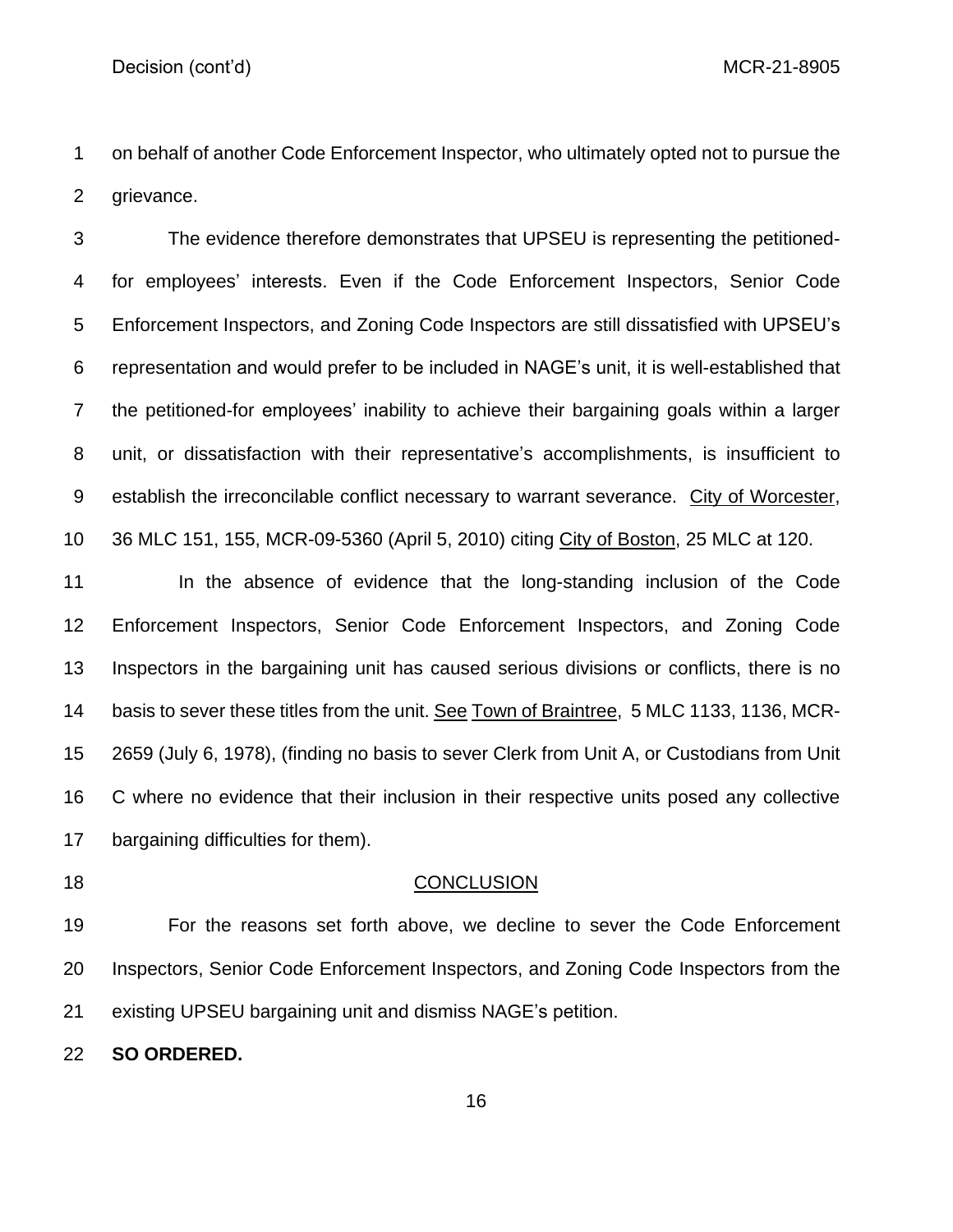on behalf of another Code Enforcement Inspector, who ultimately opted not to pursue the grievance.

The evidence therefore demonstrates that UPSEU is representing the petitioned-for employees' interests. Even if the Code Enforcement Inspectors, Senior Code Enforcement Inspectors, and Zoning Code Inspectors are still dissatisfied with UPSEU's representation and would prefer to be included in NAGE's unit, it is well-established that the petitioned-for employees' inability to achieve their bargaining goals within a larger unit, or dissatisfaction with their representative's accomplishments, is insufficient to establish the irreconcilable conflict necessary to warrant severance. City of Worcester, 36 MLC 151, 155, MCR-09-5360 (April 5, 2010) citing City of Boston, 25 MLC at 120.

In the absence of evidence that the long-standing inclusion of the Code Enforcement Inspectors, Senior Code Enforcement Inspectors, and Zoning Code Inspectors in the bargaining unit has caused serious divisions or conflicts, there is no basis to sever these titles from the unit. See Town of Braintree, 5 MLC 1133, 1136, MCR-2659 (July 6, 1978), (finding no basis to sever Clerk from Unit A, or Custodians from Unit C where no evidence that their inclusion in their respective units posed any collective bargaining difficulties for them).

## CONCLUSION

For the reasons set forth above, we decline to sever the Code Enforcement Inspectors, Senior Code Enforcement Inspectors, and Zoning Code Inspectors from the existing UPSEU bargaining unit and dismiss NAGE's petition.

**SO ORDERED.**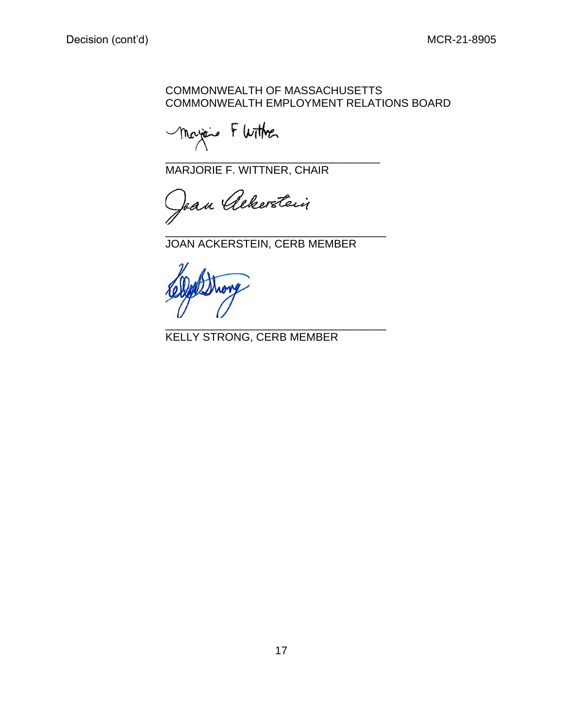COMMONWEALTH OF MASSACHUSETTS
COMMONWEALTH EMPLOYMENT RELATIONS BOARD

MARJORIE F. WITTNER, CHAIR

JOAN ACKERSTEIN, CERB MEMBER

KELLY STRONG, CERB MEMBER